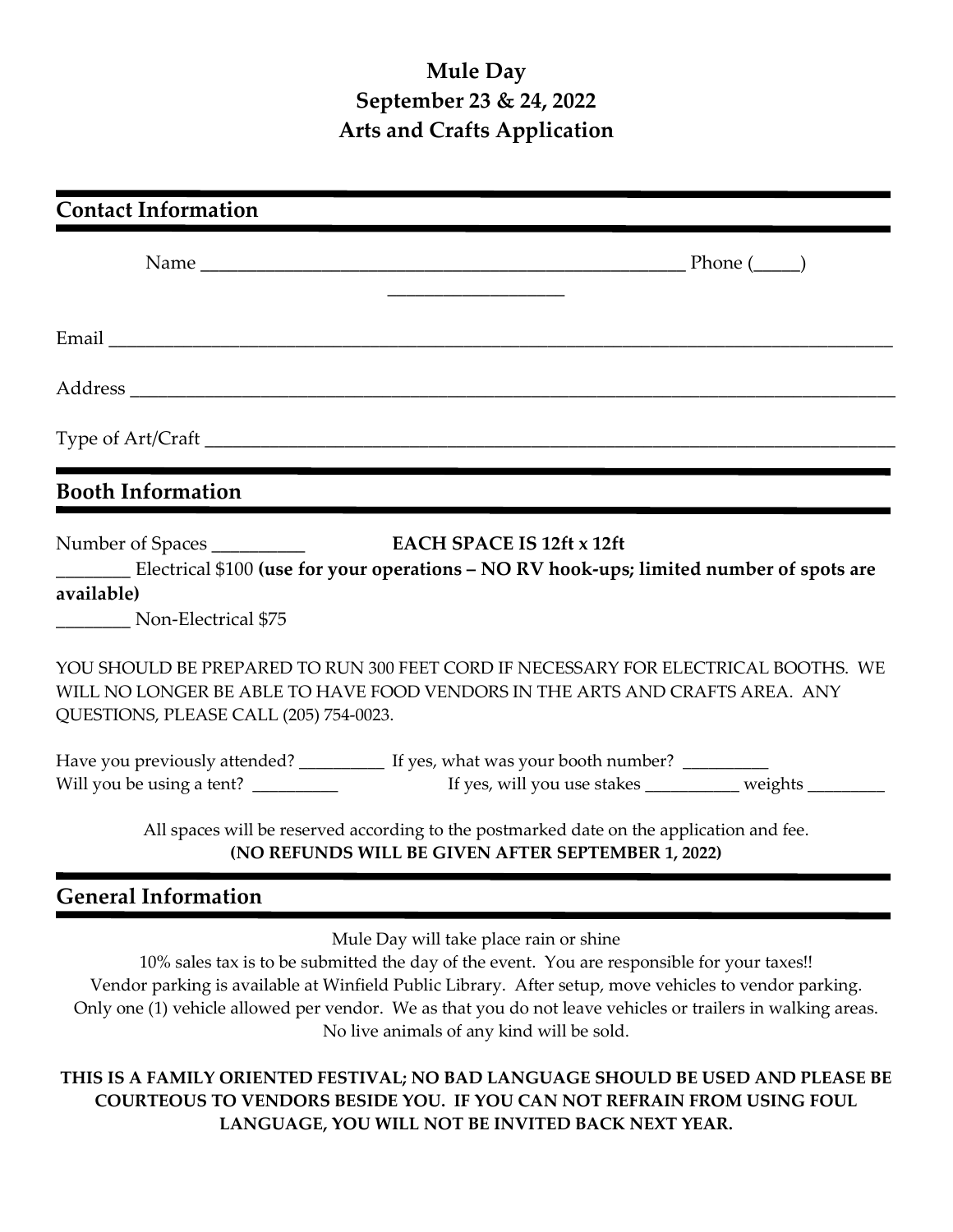# Mule Day
# September 23 & 24, 2022
# Arts and Crafts Application

## Contact Information

Name ______________________________________________________ Phone (_____) ____________________

Email ________________________________________________________________________________________

Address ______________________________________________________________________________________

Type of Art/Craft ______________________________________________________________________________

## Booth Information

Number of Spaces __________ **EACH SPACE IS 12ft x 12ft**

________ Electrical $100 **(use for your operations – NO RV hook-ups; limited number of spots are available)**

________ Non-Electrical $75

YOU SHOULD BE PREPARED TO RUN 300 FEET CORD IF NECESSARY FOR ELECTRICAL BOOTHS. WE WILL NO LONGER BE ABLE TO HAVE FOOD VENDORS IN THE ARTS AND CRAFTS AREA. ANY QUESTIONS, PLEASE CALL (205) 754-0023.

Have you previously attended? __________ If yes, what was your booth number? __________

Will you be using a tent? __________ If yes, will you use stakes ___________ weights _________

All spaces will be reserved according to the postmarked date on the application and fee.

**(NO REFUNDS WILL BE GIVEN AFTER SEPTEMBER 1, 2022)**

## General Information

Mule Day will take place rain or shine

10% sales tax is to be submitted the day of the event. You are responsible for your taxes!!

Vendor parking is available at Winfield Public Library. After setup, move vehicles to vendor parking.

Only one (1) vehicle allowed per vendor. We as that you do not leave vehicles or trailers in walking areas.

No live animals of any kind will be sold.

**THIS IS A FAMILY ORIENTED FESTIVAL; NO BAD LANGUAGE SHOULD BE USED AND PLEASE BE COURTEOUS TO VENDORS BESIDE YOU. IF YOU CAN NOT REFRAIN FROM USING FOUL LANGUAGE, YOU WILL NOT BE INVITED BACK NEXT YEAR.**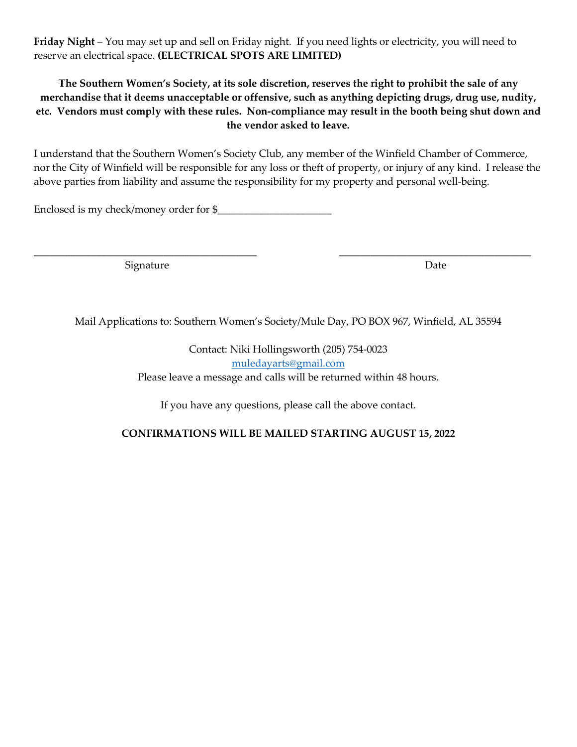**Friday Night** – You may set up and sell on Friday night. If you need lights or electricity, you will need to reserve an electrical space. **(ELECTRICAL SPOTS ARE LIMITED)**

**The Southern Women's Society, at its sole discretion, reserves the right to prohibit the sale of any merchandise that it deems unacceptable or offensive, such as anything depicting drugs, drug use, nudity, etc. Vendors must comply with these rules. Non-compliance may result in the booth being shut down and the vendor asked to leave.**

I understand that the Southern Women's Society Club, any member of the Winfield Chamber of Commerce, nor the City of Winfield will be responsible for any loss or theft of property, or injury of any kind. I release the above parties from liability and assume the responsibility for my property and personal well-being.

Enclosed is my check/money order for $_____________________

_____________________________________________ Signature

_____________________________________ Date

Mail Applications to: Southern Women's Society/Mule Day, PO BOX 967, Winfield, AL 35594

Contact: Niki Hollingsworth (205) 754-0023
muledayarts@gmail.com
Please leave a message and calls will be returned within 48 hours.

If you have any questions, please call the above contact.

**CONFIRMATIONS WILL BE MAILED STARTING AUGUST 15, 2022**